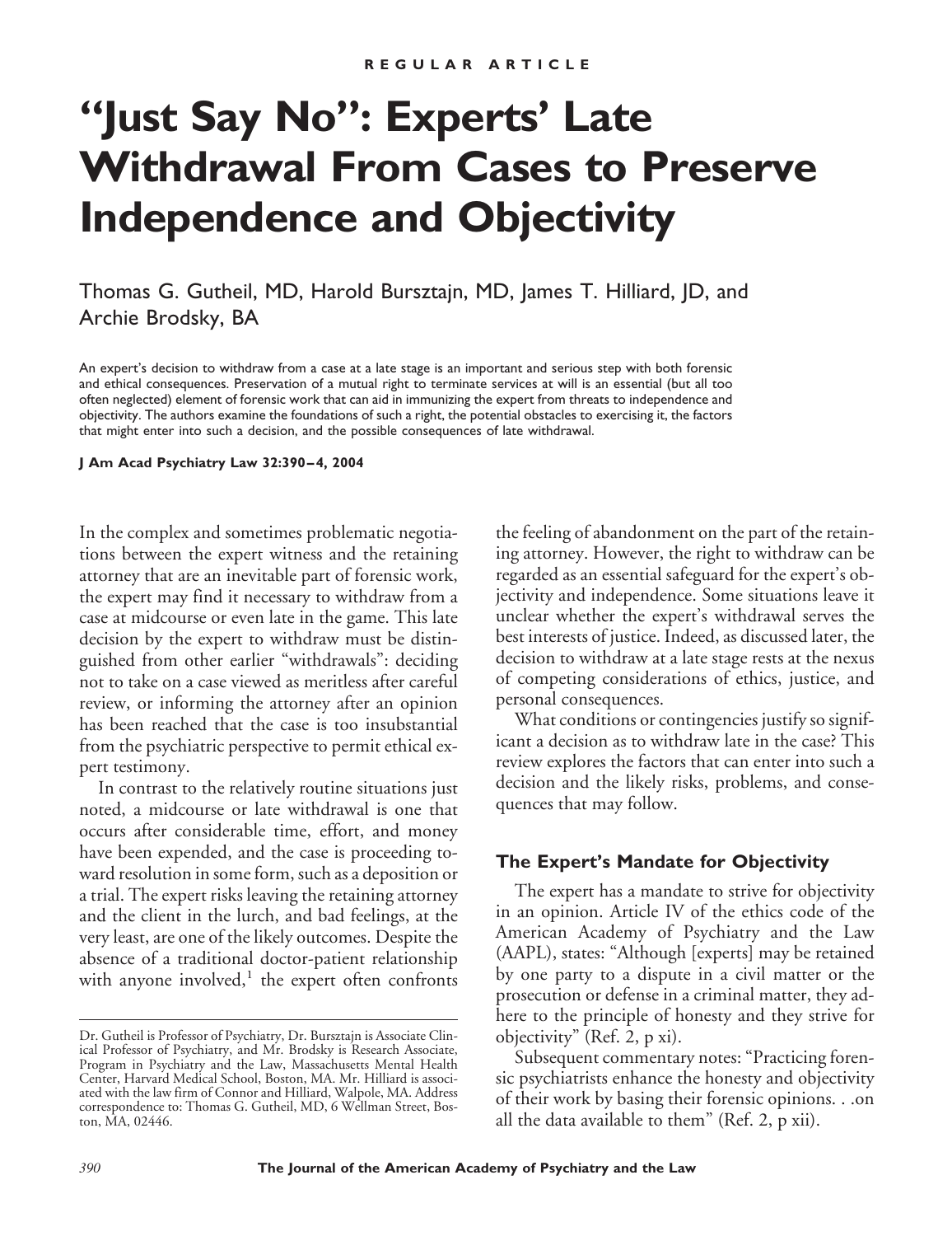REGULAR ARTICLE

# "Just Say No": Experts' Late Withdrawal From Cases to Preserve Independence and Objectivity

Thomas G. Gutheil, MD, Harold Bursztajn, MD, James T. Hilliard, JD, and Archie Brodsky, BA

An expert's decision to withdraw from a case at a late stage is an important and serious step with both forensic and ethical consequences. Preservation of a mutual right to terminate services at will is an essential (but all too often neglected) element of forensic work that can aid in immunizing the expert from threats to independence and objectivity. The authors examine the foundations of such a right, the potential obstacles to exercising it, the factors that might enter into such a decision, and the possible consequences of late withdrawal.

**J Am Acad Psychiatry Law 32:390–4, 2004**

In the complex and sometimes problematic negotiations between the expert witness and the retaining attorney that are an inevitable part of forensic work, the expert may find it necessary to withdraw from a case at midcourse or even late in the game. This late decision by the expert to withdraw must be distinguished from other earlier "withdrawals": deciding not to take on a case viewed as meritless after careful review, or informing the attorney after an opinion has been reached that the case is too insubstantial from the psychiatric perspective to permit ethical expert testimony.

In contrast to the relatively routine situations just noted, a midcourse or late withdrawal is one that occurs after considerable time, effort, and money have been expended, and the case is proceeding toward resolution in some form, such as a deposition or a trial. The expert risks leaving the retaining attorney and the client in the lurch, and bad feelings, at the very least, are one of the likely outcomes. Despite the absence of a traditional doctor-patient relationship with anyone involved,[1] the expert often confronts the feeling of abandonment on the part of the retaining attorney. However, the right to withdraw can be regarded as an essential safeguard for the expert's objectivity and independence. Some situations leave it unclear whether the expert's withdrawal serves the best interests of justice. Indeed, as discussed later, the decision to withdraw at a late stage rests at the nexus of competing considerations of ethics, justice, and personal consequences.

What conditions or contingencies justify so significant a decision as to withdraw late in the case? This review explores the factors that can enter into such a decision and the likely risks, problems, and consequences that may follow.

## The Expert's Mandate for Objectivity

The expert has a mandate to strive for objectivity in an opinion. Article IV of the ethics code of the American Academy of Psychiatry and the Law (AAPL), states: "Although [experts] may be retained by one party to a dispute in a civil matter or the prosecution or defense in a criminal matter, they adhere to the principle of honesty and they strive for objectivity" (Ref. 2, p xi).

Subsequent commentary notes: "Practicing forensic psychiatrists enhance the honesty and objectivity of their work by basing their forensic opinions. . .on all the data available to them" (Ref. 2, p xii).

Dr. Gutheil is Professor of Psychiatry, Dr. Bursztajn is Associate Clinical Professor of Psychiatry, and Mr. Brodsky is Research Associate, Program in Psychiatry and the Law, Massachusetts Mental Health Center, Harvard Medical School, Boston, MA. Mr. Hilliard is associated with the law firm of Connor and Hilliard, Walpole, MA. Address correspondence to: Thomas G. Gutheil, MD, 6 Wellman Street, Boston, MA, 02446.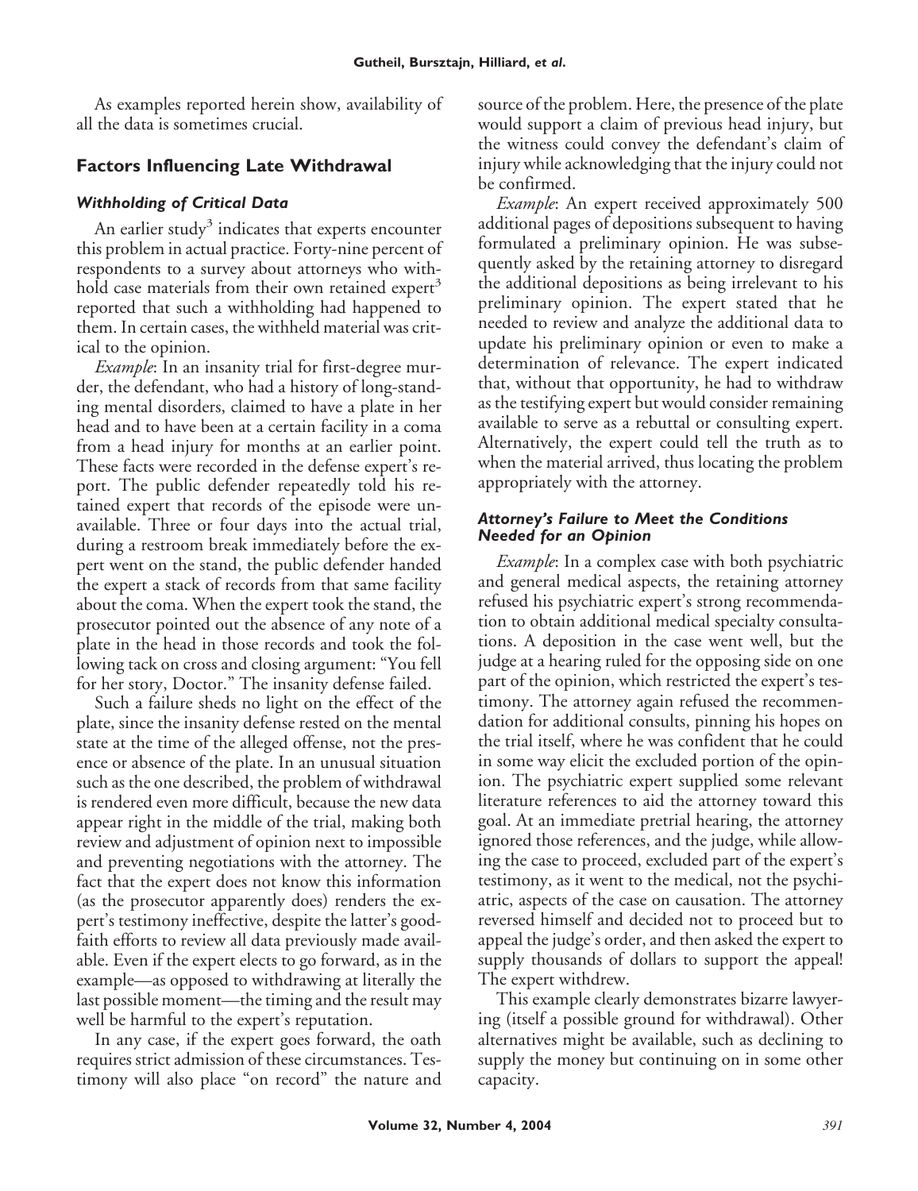As examples reported herein show, availability of all the data is sometimes crucial.

## Factors Influencing Late Withdrawal

### *Withholding of Critical Data*

An earlier study[3] indicates that experts encounter this problem in actual practice. Forty-nine percent of respondents to a survey about attorneys who withhold case materials from their own retained expert[3] reported that such a withholding had happened to them. In certain cases, the withheld material was critical to the opinion.

*Example*: In an insanity trial for first-degree murder, the defendant, who had a history of long-standing mental disorders, claimed to have a plate in her head and to have been at a certain facility in a coma from a head injury for months at an earlier point. These facts were recorded in the defense expert's report. The public defender repeatedly told his retained expert that records of the episode were unavailable. Three or four days into the actual trial, during a restroom break immediately before the expert went on the stand, the public defender handed the expert a stack of records from that same facility about the coma. When the expert took the stand, the prosecutor pointed out the absence of any note of a plate in the head in those records and took the following tack on cross and closing argument: "You fell for her story, Doctor." The insanity defense failed.

Such a failure sheds no light on the effect of the plate, since the insanity defense rested on the mental state at the time of the alleged offense, not the presence or absence of the plate. In an unusual situation such as the one described, the problem of withdrawal is rendered even more difficult, because the new data appear right in the middle of the trial, making both review and adjustment of opinion next to impossible and preventing negotiations with the attorney. The fact that the expert does not know this information (as the prosecutor apparently does) renders the expert's testimony ineffective, despite the latter's good-faith efforts to review all data previously made available. Even if the expert elects to go forward, as in the example—as opposed to withdrawing at literally the last possible moment—the timing and the result may well be harmful to the expert's reputation.

In any case, if the expert goes forward, the oath requires strict admission of these circumstances. Testimony will also place "on record" the nature and source of the problem. Here, the presence of the plate would support a claim of previous head injury, but the witness could convey the defendant's claim of injury while acknowledging that the injury could not be confirmed.

*Example*: An expert received approximately 500 additional pages of depositions subsequent to having formulated a preliminary opinion. He was subsequently asked by the retaining attorney to disregard the additional depositions as being irrelevant to his preliminary opinion. The expert stated that he needed to review and analyze the additional data to update his preliminary opinion or even to make a determination of relevance. The expert indicated that, without that opportunity, he had to withdraw as the testifying expert but would consider remaining available to serve as a rebuttal or consulting expert. Alternatively, the expert could tell the truth as to when the material arrived, thus locating the problem appropriately with the attorney.

### *Attorney's Failure to Meet the Conditions Needed for an Opinion*

*Example*: In a complex case with both psychiatric and general medical aspects, the retaining attorney refused his psychiatric expert's strong recommendation to obtain additional medical specialty consultations. A deposition in the case went well, but the judge at a hearing ruled for the opposing side on one part of the opinion, which restricted the expert's testimony. The attorney again refused the recommendation for additional consults, pinning his hopes on the trial itself, where he was confident that he could in some way elicit the excluded portion of the opinion. The psychiatric expert supplied some relevant literature references to aid the attorney toward this goal. At an immediate pretrial hearing, the attorney ignored those references, and the judge, while allowing the case to proceed, excluded part of the expert's testimony, as it went to the medical, not the psychiatric, aspects of the case on causation. The attorney reversed himself and decided not to proceed but to appeal the judge's order, and then asked the expert to supply thousands of dollars to support the appeal! The expert withdrew.

This example clearly demonstrates bizarre lawyering (itself a possible ground for withdrawal). Other alternatives might be available, such as declining to supply the money but continuing on in some other capacity.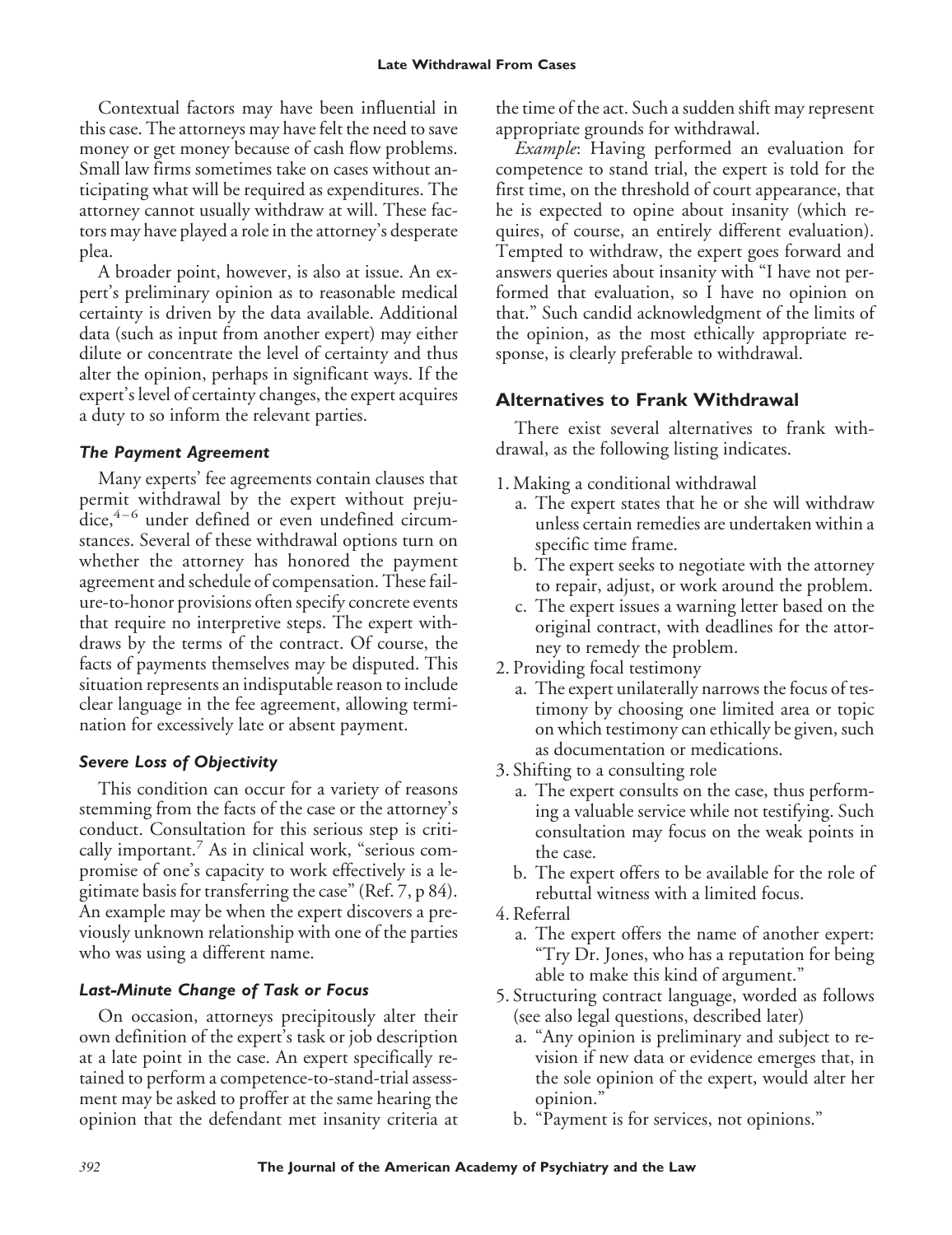Contextual factors may have been influential in this case. The attorneys may have felt the need to save money or get money because of cash flow problems. Small law firms sometimes take on cases without anticipating what will be required as expenditures. The attorney cannot usually withdraw at will. These factors may have played a role in the attorney's desperate plea.

A broader point, however, is also at issue. An expert's preliminary opinion as to reasonable medical certainty is driven by the data available. Additional data (such as input from another expert) may either dilute or concentrate the level of certainty and thus alter the opinion, perhaps in significant ways. If the expert's level of certainty changes, the expert acquires a duty to so inform the relevant parties.

### *The Payment Agreement*

Many experts' fee agreements contain clauses that permit withdrawal by the expert without prejudice,[4–6] under defined or even undefined circumstances. Several of these withdrawal options turn on whether the attorney has honored the payment agreement and schedule of compensation. These failure-to-honor provisions often specify concrete events that require no interpretive steps. The expert withdraws by the terms of the contract. Of course, the facts of payments themselves may be disputed. This situation represents an indisputable reason to include clear language in the fee agreement, allowing termination for excessively late or absent payment.

### *Severe Loss of Objectivity*

This condition can occur for a variety of reasons stemming from the facts of the case or the attorney's conduct. Consultation for this serious step is critically important.[7] As in clinical work, "serious compromise of one's capacity to work effectively is a legitimate basis for transferring the case" (Ref. 7, p 84). An example may be when the expert discovers a previously unknown relationship with one of the parties who was using a different name.

### *Last-Minute Change of Task or Focus*

On occasion, attorneys precipitously alter their own definition of the expert's task or job description at a late point in the case. An expert specifically retained to perform a competence-to-stand-trial assessment may be asked to proffer at the same hearing the opinion that the defendant met insanity criteria at the time of the act. Such a sudden shift may represent appropriate grounds for withdrawal.

*Example*: Having performed an evaluation for competence to stand trial, the expert is told for the first time, on the threshold of court appearance, that he is expected to opine about insanity (which requires, of course, an entirely different evaluation). Tempted to withdraw, the expert goes forward and answers queries about insanity with "I have not performed that evaluation, so I have no opinion on that." Such candid acknowledgment of the limits of the opinion, as the most ethically appropriate response, is clearly preferable to withdrawal.

## Alternatives to Frank Withdrawal

There exist several alternatives to frank withdrawal, as the following listing indicates.

1. Making a conditional withdrawal
   - a. The expert states that he or she will withdraw unless certain remedies are undertaken within a specific time frame.
   - b. The expert seeks to negotiate with the attorney to repair, adjust, or work around the problem.
   - c. The expert issues a warning letter based on the original contract, with deadlines for the attorney to remedy the problem.
2. Providing focal testimony
   - a. The expert unilaterally narrows the focus of testimony by choosing one limited area or topic on which testimony can ethically be given, such as documentation or medications.
3. Shifting to a consulting role
   - a. The expert consults on the case, thus performing a valuable service while not testifying. Such consultation may focus on the weak points in the case.
   - b. The expert offers to be available for the role of rebuttal witness with a limited focus.
4. Referral
   - a. The expert offers the name of another expert: "Try Dr. Jones, who has a reputation for being able to make this kind of argument."
5. Structuring contract language, worded as follows (see also legal questions, described later)
   - a. "Any opinion is preliminary and subject to revision if new data or evidence emerges that, in the sole opinion of the expert, would alter her opinion."
   - b. "Payment is for services, not opinions."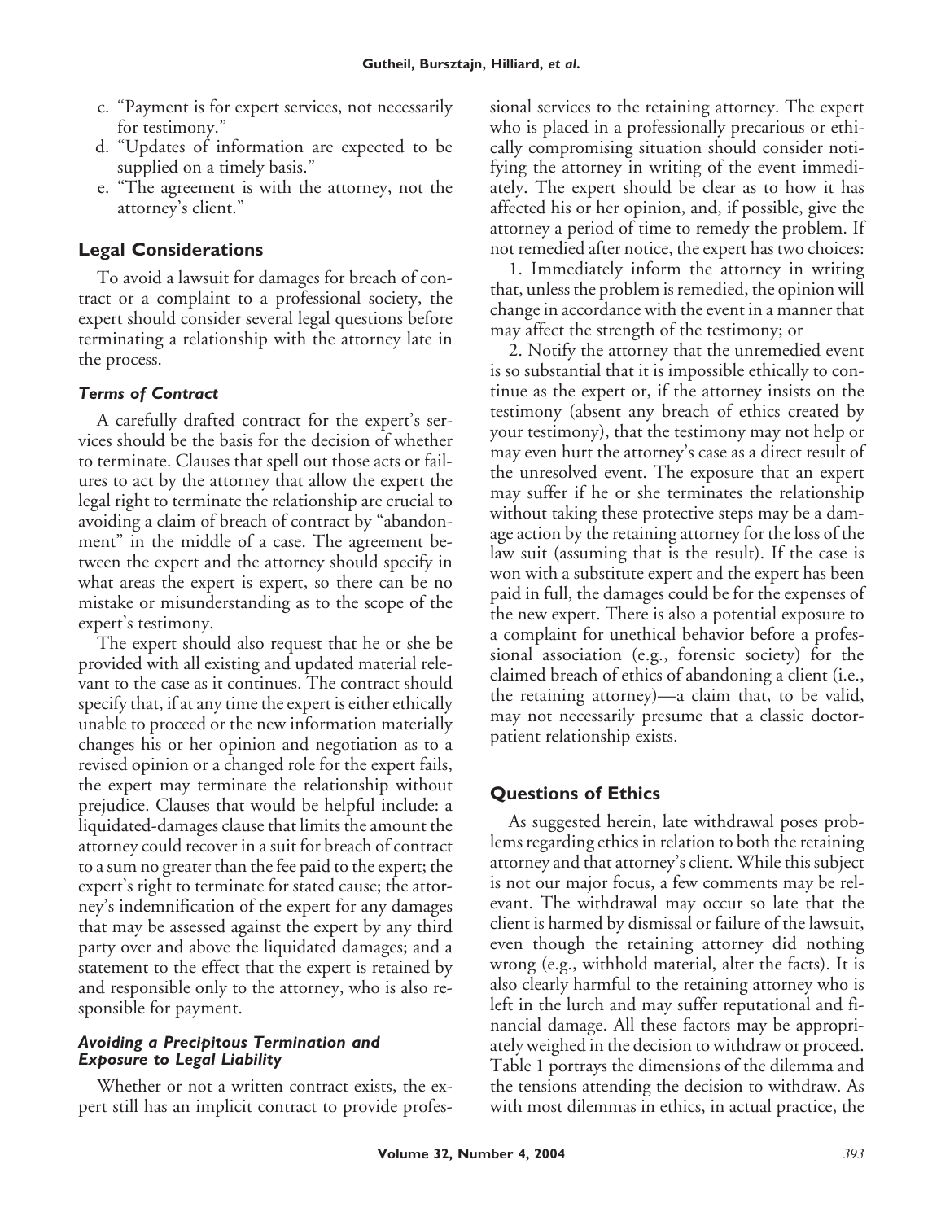c. "Payment is for expert services, not necessarily for testimony."
d. "Updates of information are expected to be supplied on a timely basis."
e. "The agreement is with the attorney, not the attorney's client."

## Legal Considerations

To avoid a lawsuit for damages for breach of contract or a complaint to a professional society, the expert should consider several legal questions before terminating a relationship with the attorney late in the process.

### *Terms of Contract*

A carefully drafted contract for the expert's services should be the basis for the decision of whether to terminate. Clauses that spell out those acts or failures to act by the attorney that allow the expert the legal right to terminate the relationship are crucial to avoiding a claim of breach of contract by "abandonment" in the middle of a case. The agreement between the expert and the attorney should specify in what areas the expert is expert, so there can be no mistake or misunderstanding as to the scope of the expert's testimony.

The expert should also request that he or she be provided with all existing and updated material relevant to the case as it continues. The contract should specify that, if at any time the expert is either ethically unable to proceed or the new information materially changes his or her opinion and negotiation as to a revised opinion or a changed role for the expert fails, the expert may terminate the relationship without prejudice. Clauses that would be helpful include: a liquidated-damages clause that limits the amount the attorney could recover in a suit for breach of contract to a sum no greater than the fee paid to the expert; the expert's right to terminate for stated cause; the attorney's indemnification of the expert for any damages that may be assessed against the expert by any third party over and above the liquidated damages; and a statement to the effect that the expert is retained by and responsible only to the attorney, who is also responsible for payment.

### *Avoiding a Precipitous Termination and Exposure to Legal Liability*

Whether or not a written contract exists, the expert still has an implicit contract to provide professional services to the retaining attorney. The expert who is placed in a professionally precarious or ethically compromising situation should consider notifying the attorney in writing of the event immediately. The expert should be clear as to how it has affected his or her opinion, and, if possible, give the attorney a period of time to remedy the problem. If not remedied after notice, the expert has two choices:

1. Immediately inform the attorney in writing that, unless the problem is remedied, the opinion will change in accordance with the event in a manner that may affect the strength of the testimony; or

2. Notify the attorney that the unremedied event is so substantial that it is impossible ethically to continue as the expert or, if the attorney insists on the testimony (absent any breach of ethics created by your testimony), that the testimony may not help or may even hurt the attorney's case as a direct result of the unresolved event. The exposure that an expert may suffer if he or she terminates the relationship without taking these protective steps may be a damage action by the retaining attorney for the loss of the law suit (assuming that is the result). If the case is won with a substitute expert and the expert has been paid in full, the damages could be for the expenses of the new expert. There is also a potential exposure to a complaint for unethical behavior before a professional association (e.g., forensic society) for the claimed breach of ethics of abandoning a client (i.e., the retaining attorney)—a claim that, to be valid, may not necessarily presume that a classic doctor-patient relationship exists.

## Questions of Ethics

As suggested herein, late withdrawal poses problems regarding ethics in relation to both the retaining attorney and that attorney's client. While this subject is not our major focus, a few comments may be relevant. The withdrawal may occur so late that the client is harmed by dismissal or failure of the lawsuit, even though the retaining attorney did nothing wrong (e.g., withhold material, alter the facts). It is also clearly harmful to the retaining attorney who is left in the lurch and may suffer reputational and financial damage. All these factors may be appropriately weighed in the decision to withdraw or proceed. Table 1 portrays the dimensions of the dilemma and the tensions attending the decision to withdraw. As with most dilemmas in ethics, in actual practice, the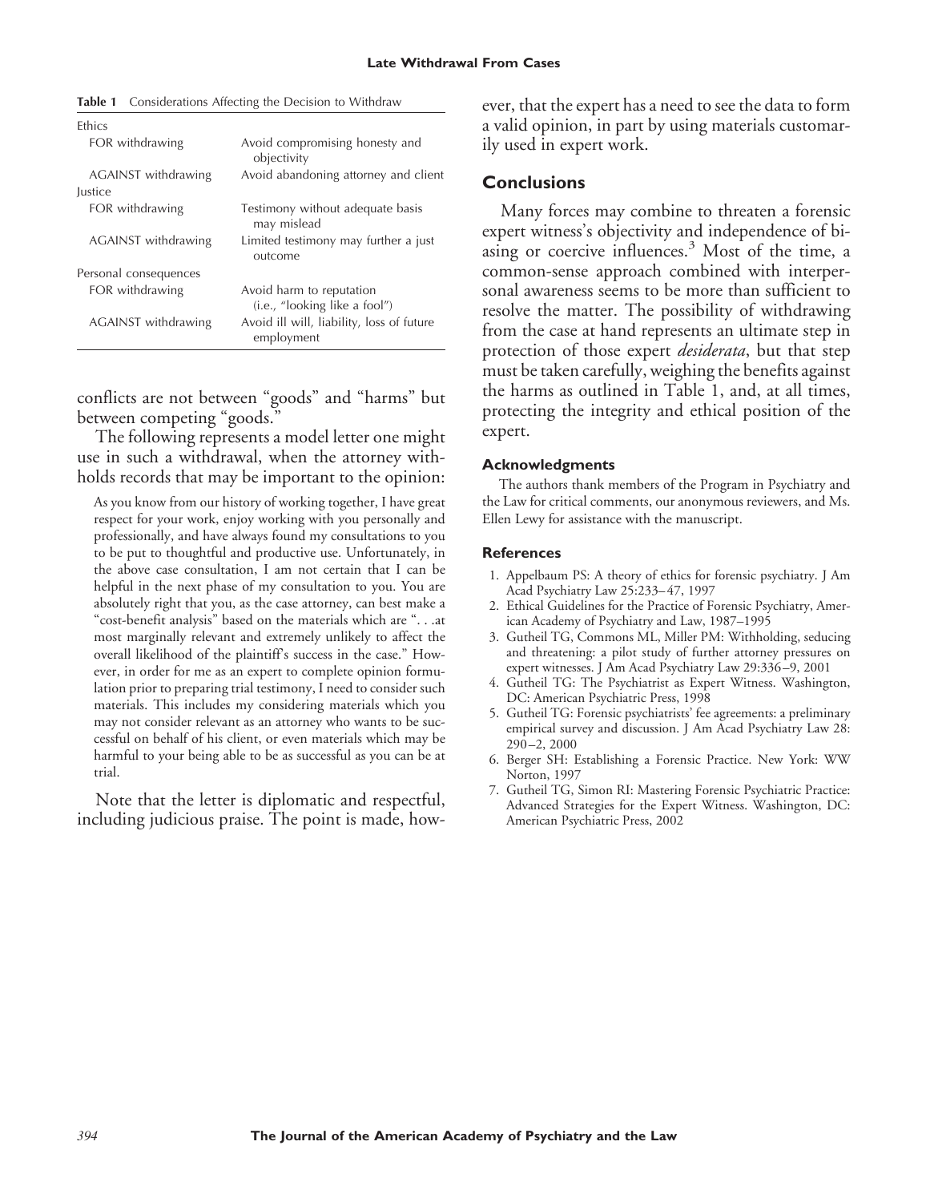**Table 1** Considerations Affecting the Decision to Withdraw

| | |
|---|---|
| Ethics | |
| FOR withdrawing | Avoid compromising honesty and objectivity |
| AGAINST withdrawing | Avoid abandoning attorney and client |
| Justice | |
| FOR withdrawing | Testimony without adequate basis may mislead |
| AGAINST withdrawing | Limited testimony may further a just outcome |
| Personal consequences | |
| FOR withdrawing | Avoid harm to reputation (i.e., "looking like a fool") |
| AGAINST withdrawing | Avoid ill will, liability, loss of future employment |

conflicts are not between "goods" and "harms" but between competing "goods."

The following represents a model letter one might use in such a withdrawal, when the attorney withholds records that may be important to the opinion:

> As you know from our history of working together, I have great respect for your work, enjoy working with you personally and professionally, and have always found my consultations to you to be put to thoughtful and productive use. Unfortunately, in the above case consultation, I am not certain that I can be helpful in the next phase of my consultation to you. You are absolutely right that you, as the case attorney, can best make a "cost-benefit analysis" based on the materials which are ". . .at most marginally relevant and extremely unlikely to affect the overall likelihood of the plaintiff's success in the case." However, in order for me as an expert to complete opinion formulation prior to preparing trial testimony, I need to consider such materials. This includes my considering materials which you may not consider relevant as an attorney who wants to be successful on behalf of his client, or even materials which may be harmful to your being able to be as successful as you can be at trial.

Note that the letter is diplomatic and respectful, including judicious praise. The point is made, however, that the expert has a need to see the data to form a valid opinion, in part by using materials customarily used in expert work.

## Conclusions

Many forces may combine to threaten a forensic expert witness's objectivity and independence of biasing or coercive influences.[3] Most of the time, a common-sense approach combined with interpersonal awareness seems to be more than sufficient to resolve the matter. The possibility of withdrawing from the case at hand represents an ultimate step in protection of those expert *desiderata*, but that step must be taken carefully, weighing the benefits against the harms as outlined in Table 1, and, at all times, protecting the integrity and ethical position of the expert.

### Acknowledgments

The authors thank members of the Program in Psychiatry and the Law for critical comments, our anonymous reviewers, and Ms. Ellen Lewy for assistance with the manuscript.

### References

1. Appelbaum PS: A theory of ethics for forensic psychiatry. J Am Acad Psychiatry Law 25:233–47, 1997
2. Ethical Guidelines for the Practice of Forensic Psychiatry, American Academy of Psychiatry and Law, 1987–1995
3. Gutheil TG, Commons ML, Miller PM: Withholding, seducing and threatening: a pilot study of further attorney pressures on expert witnesses. J Am Acad Psychiatry Law 29:336–9, 2001
4. Gutheil TG: The Psychiatrist as Expert Witness. Washington, DC: American Psychiatric Press, 1998
5. Gutheil TG: Forensic psychiatrists' fee agreements: a preliminary empirical survey and discussion. J Am Acad Psychiatry Law 28: 290–2, 2000
6. Berger SH: Establishing a Forensic Practice. New York: WW Norton, 1997
7. Gutheil TG, Simon RI: Mastering Forensic Psychiatric Practice: Advanced Strategies for the Expert Witness. Washington, DC: American Psychiatric Press, 2002